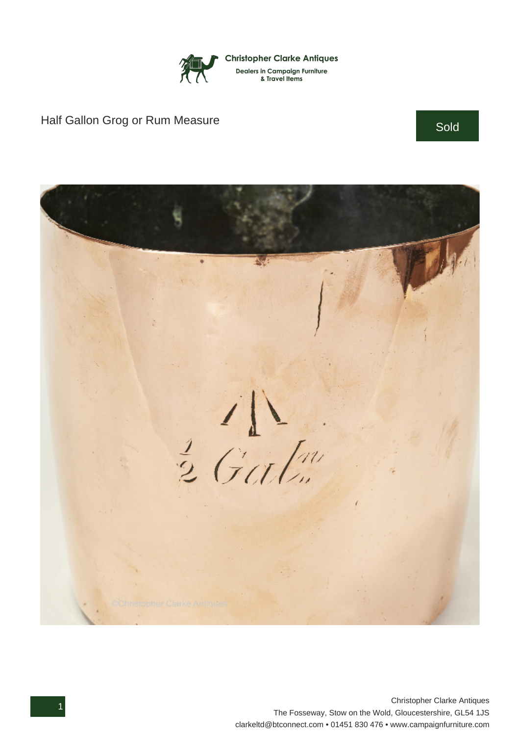Christopher Clarke Antiques

Dealers in Campaign Furniture & Travel Items

# Half Gallon Grog or Rum Measure

Sold

Christopher Clarke Antiques
The Fosseway, Stow on the Wold, Gloucestershire, GL54 1JS
clarkeltd@btconnect.com • 01451 830 476 • www.campaignfurniture.com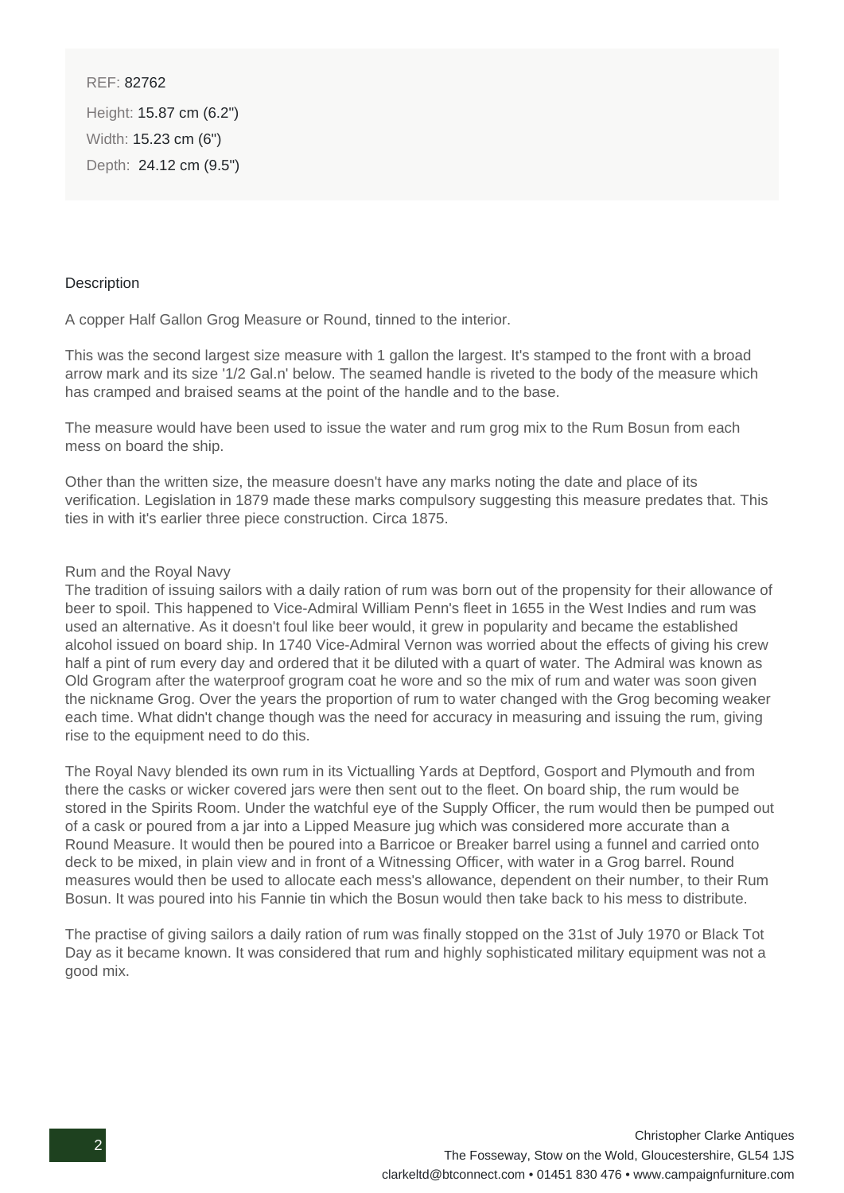REF: 82762

Height: 15.87 cm (6.2")

Width: 15.23 cm (6")

Depth: 24.12 cm (9.5")

Description

A copper Half Gallon Grog Measure or Round, tinned to the interior.

This was the second largest size measure with 1 gallon the largest. It's stamped to the front with a broad arrow mark and its size '1/2 Gal.n' below. The seamed handle is riveted to the body of the measure which has cramped and braised seams at the point of the handle and to the base.

The measure would have been used to issue the water and rum grog mix to the Rum Bosun from each mess on board the ship.

Other than the written size, the measure doesn't have any marks noting the date and place of its verification. Legislation in 1879 made these marks compulsory suggesting this measure predates that. This ties in with it's earlier three piece construction. Circa 1875.

Rum and the Royal Navy

The tradition of issuing sailors with a daily ration of rum was born out of the propensity for their allowance of beer to spoil. This happened to Vice-Admiral William Penn's fleet in 1655 in the West Indies and rum was used an alternative. As it doesn't foul like beer would, it grew in popularity and became the established alcohol issued on board ship. In 1740 Vice-Admiral Vernon was worried about the effects of giving his crew half a pint of rum every day and ordered that it be diluted with a quart of water. The Admiral was known as Old Grogram after the waterproof grogram coat he wore and so the mix of rum and water was soon given the nickname Grog. Over the years the proportion of rum to water changed with the Grog becoming weaker each time. What didn't change though was the need for accuracy in measuring and issuing the rum, giving rise to the equipment need to do this.

The Royal Navy blended its own rum in its Victualling Yards at Deptford, Gosport and Plymouth and from there the casks or wicker covered jars were then sent out to the fleet. On board ship, the rum would be stored in the Spirits Room. Under the watchful eye of the Supply Officer, the rum would then be pumped out of a cask or poured from a jar into a Lipped Measure jug which was considered more accurate than a Round Measure. It would then be poured into a Barricoe or Breaker barrel using a funnel and carried onto deck to be mixed, in plain view and in front of a Witnessing Officer, with water in a Grog barrel. Round measures would then be used to allocate each mess's allowance, dependent on their number, to their Rum Bosun. It was poured into his Fannie tin which the Bosun would then take back to his mess to distribute.

The practise of giving sailors a daily ration of rum was finally stopped on the 31st of July 1970 or Black Tot Day as it became known. It was considered that rum and highly sophisticated military equipment was not a good mix.

Christopher Clarke Antiques
The Fosseway, Stow on the Wold, Gloucestershire, GL54 1JS
clarkeltd@btconnect.com • 01451 830 476 • www.campaignfurniture.com